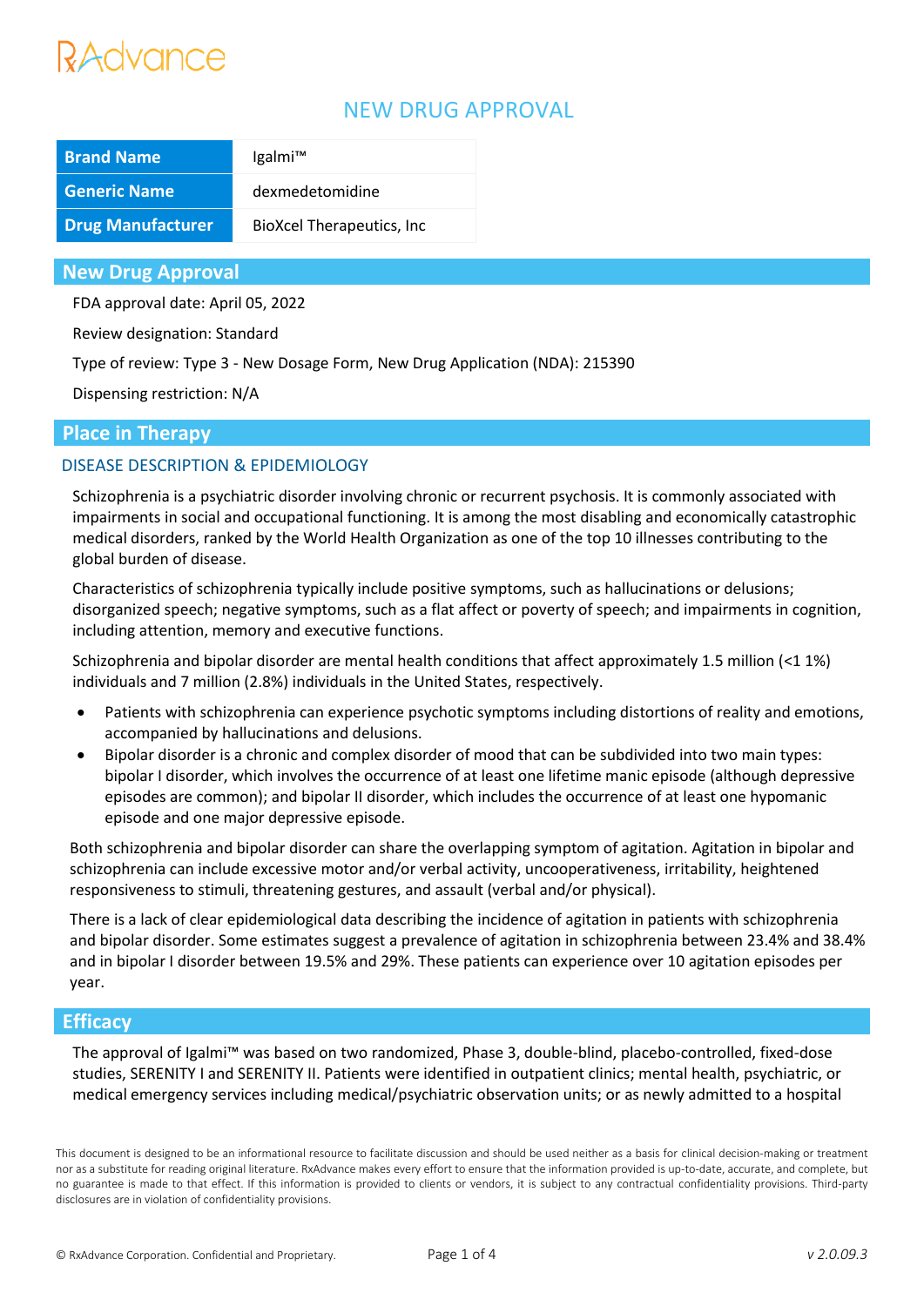RxAdvance

# NEW DRUG APPROVAL

| Brand Name | Igalmi™ |
|---|---|
| Generic Name | dexmedetomidine |
| Drug Manufacturer | BioXcel Therapeutics, Inc |

## New Drug Approval

FDA approval date: April 05, 2022

Review designation: Standard

Type of review: Type 3 - New Dosage Form, New Drug Application (NDA): 215390

Dispensing restriction: N/A

## Place in Therapy

### DISEASE DESCRIPTION & EPIDEMIOLOGY

Schizophrenia is a psychiatric disorder involving chronic or recurrent psychosis. It is commonly associated with impairments in social and occupational functioning. It is among the most disabling and economically catastrophic medical disorders, ranked by the World Health Organization as one of the top 10 illnesses contributing to the global burden of disease.

Characteristics of schizophrenia typically include positive symptoms, such as hallucinations or delusions; disorganized speech; negative symptoms, such as a flat affect or poverty of speech; and impairments in cognition, including attention, memory and executive functions.

Schizophrenia and bipolar disorder are mental health conditions that affect approximately 1.5 million (<1 1%) individuals and 7 million (2.8%) individuals in the United States, respectively.

- Patients with schizophrenia can experience psychotic symptoms including distortions of reality and emotions, accompanied by hallucinations and delusions.
- Bipolar disorder is a chronic and complex disorder of mood that can be subdivided into two main types: bipolar I disorder, which involves the occurrence of at least one lifetime manic episode (although depressive episodes are common); and bipolar II disorder, which includes the occurrence of at least one hypomanic episode and one major depressive episode.

Both schizophrenia and bipolar disorder can share the overlapping symptom of agitation. Agitation in bipolar and schizophrenia can include excessive motor and/or verbal activity, uncooperativeness, irritability, heightened responsiveness to stimuli, threatening gestures, and assault (verbal and/or physical).

There is a lack of clear epidemiological data describing the incidence of agitation in patients with schizophrenia and bipolar disorder. Some estimates suggest a prevalence of agitation in schizophrenia between 23.4% and 38.4% and in bipolar I disorder between 19.5% and 29%. These patients can experience over 10 agitation episodes per year.

## Efficacy

The approval of Igalmi™ was based on two randomized, Phase 3, double-blind, placebo-controlled, fixed-dose studies, SERENITY I and SERENITY II. Patients were identified in outpatient clinics; mental health, psychiatric, or medical emergency services including medical/psychiatric observation units; or as newly admitted to a hospital

This document is designed to be an informational resource to facilitate discussion and should be used neither as a basis for clinical decision-making or treatment nor as a substitute for reading original literature. RxAdvance makes every effort to ensure that the information provided is up-to-date, accurate, and complete, but no guarantee is made to that effect. If this information is provided to clients or vendors, it is subject to any contractual confidentiality provisions. Third-party disclosures are in violation of confidentiality provisions.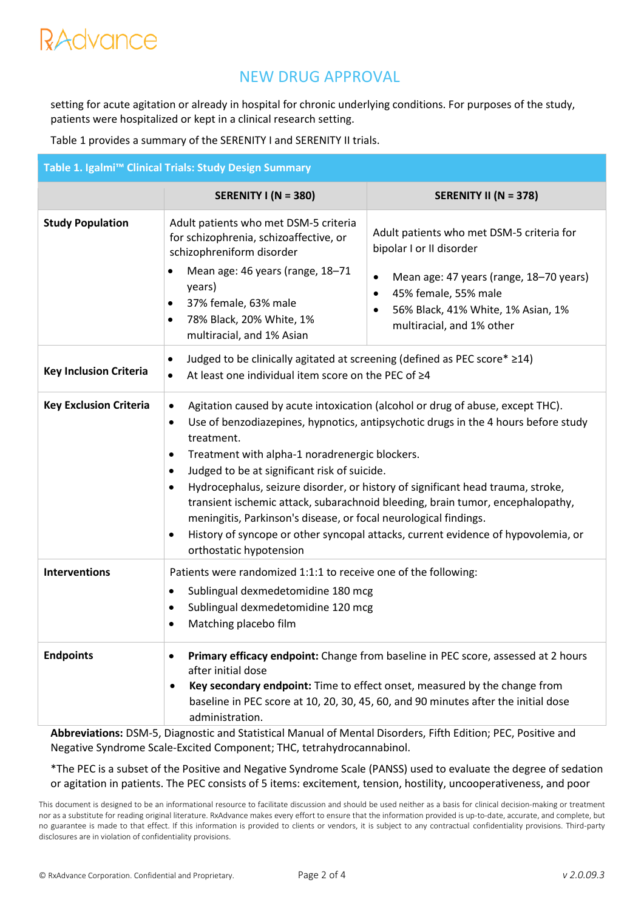setting for acute agitation or already in hospital for chronic underlying conditions. For purposes of the study, patients were hospitalized or kept in a clinical research setting.

Table 1 provides a summary of the SERENITY I and SERENITY II trials.

**Table 1. Igalmi™ Clinical Trials: Study Design Summary**

| | SERENITY I (N = 380) | SERENITY II (N = 378) |
|---|---|---|
| **Study Population** | Adult patients who met DSM-5 criteria for schizophrenia, schizoaffective, or schizophreniform disorder<br>• Mean age: 46 years (range, 18–71 years)<br>• 37% female, 63% male<br>• 78% Black, 20% White, 1% multiracial, and 1% Asian | Adult patients who met DSM-5 criteria for bipolar I or II disorder<br>• Mean age: 47 years (range, 18–70 years)<br>• 45% female, 55% male<br>• 56% Black, 41% White, 1% Asian, 1% multiracial, and 1% other |
| **Key Inclusion Criteria** | • Judged to be clinically agitated at screening (defined as PEC score* ≥14)<br>• At least one individual item score on the PEC of ≥4 | |
| **Key Exclusion Criteria** | • Agitation caused by acute intoxication (alcohol or drug of abuse, except THC).<br>• Use of benzodiazepines, hypnotics, antipsychotic drugs in the 4 hours before study treatment.<br>• Treatment with alpha-1 noradrenergic blockers.<br>• Judged to be at significant risk of suicide.<br>• Hydrocephalus, seizure disorder, or history of significant head trauma, stroke, transient ischemic attack, subarachnoid bleeding, brain tumor, encephalopathy, meningitis, Parkinson's disease, or focal neurological findings.<br>• History of syncope or other syncopal attacks, current evidence of hypovolemia, or orthostatic hypotension | |
| **Interventions** | Patients were randomized 1:1:1 to receive one of the following:<br>• Sublingual dexmedetomidine 180 mcg<br>• Sublingual dexmedetomidine 120 mcg<br>• Matching placebo film | |
| **Endpoints** | • **Primary efficacy endpoint:** Change from baseline in PEC score, assessed at 2 hours after initial dose<br>• **Key secondary endpoint:** Time to effect onset, measured by the change from baseline in PEC score at 10, 20, 30, 45, 60, and 90 minutes after the initial dose administration. | |

**Abbreviations:** DSM-5, Diagnostic and Statistical Manual of Mental Disorders, Fifth Edition; PEC, Positive and Negative Syndrome Scale-Excited Component; THC, tetrahydrocannabinol.

*The PEC is a subset of the Positive and Negative Syndrome Scale (PANSS) used to evaluate the degree of sedation or agitation in patients. The PEC consists of 5 items: excitement, tension, hostility, uncooperativeness, and poor

This document is designed to be an informational resource to facilitate discussion and should be used neither as a basis for clinical decision-making or treatment nor as a substitute for reading original literature. RxAdvance makes every effort to ensure that the information provided is up-to-date, accurate, and complete, but no guarantee is made to that effect. If this information is provided to clients or vendors, it is subject to any contractual confidentiality provisions. Third-party disclosures are in violation of confidentiality provisions.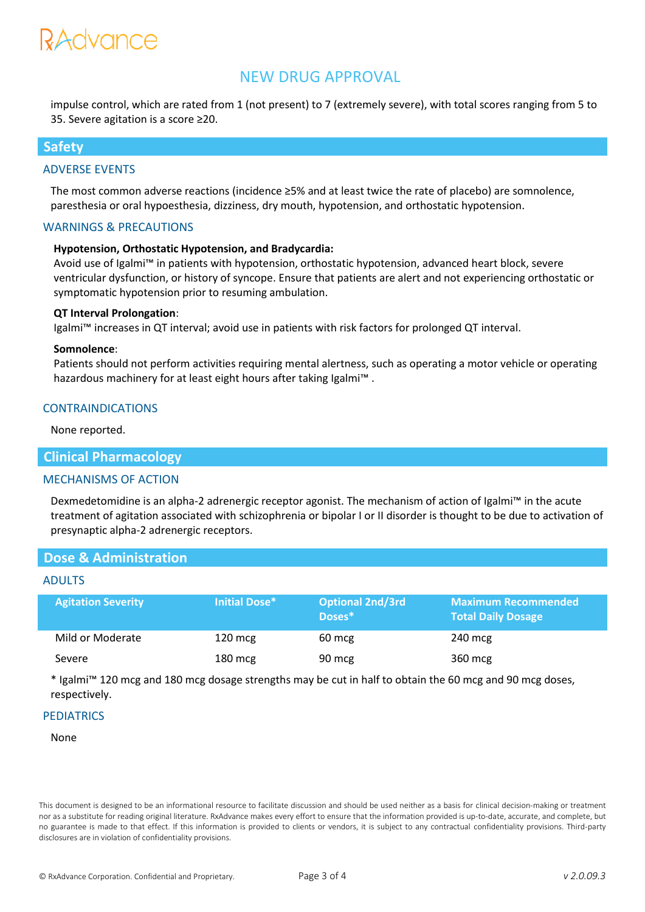impulse control, which are rated from 1 (not present) to 7 (extremely severe), with total scores ranging from 5 to 35. Severe agitation is a score ≥20.

## Safety

### ADVERSE EVENTS

The most common adverse reactions (incidence ≥5% and at least twice the rate of placebo) are somnolence, paresthesia or oral hypoesthesia, dizziness, dry mouth, hypotension, and orthostatic hypotension.

### WARNINGS & PRECAUTIONS

**Hypotension, Orthostatic Hypotension, and Bradycardia:**
Avoid use of Igalmi™ in patients with hypotension, orthostatic hypotension, advanced heart block, severe ventricular dysfunction, or history of syncope. Ensure that patients are alert and not experiencing orthostatic or symptomatic hypotension prior to resuming ambulation.

**QT Interval Prolongation**:
Igalmi™ increases in QT interval; avoid use in patients with risk factors for prolonged QT interval.

**Somnolence**:
Patients should not perform activities requiring mental alertness, such as operating a motor vehicle or operating hazardous machinery for at least eight hours after taking Igalmi™ .

### CONTRAINDICATIONS

None reported.

## Clinical Pharmacology

### MECHANISMS OF ACTION

Dexmedetomidine is an alpha-2 adrenergic receptor agonist. The mechanism of action of Igalmi™ in the acute treatment of agitation associated with schizophrenia or bipolar I or II disorder is thought to be due to activation of presynaptic alpha-2 adrenergic receptors.

## Dose & Administration

### ADULTS

| Agitation Severity | Initial Dose* | Optional 2nd/3rd Doses* | Maximum Recommended Total Daily Dosage |
|---|---|---|---|
| Mild or Moderate | 120 mcg | 60 mcg | 240 mcg |
| Severe | 180 mcg | 90 mcg | 360 mcg |

* Igalmi™ 120 mcg and 180 mcg dosage strengths may be cut in half to obtain the 60 mcg and 90 mcg doses, respectively.

### PEDIATRICS

None

This document is designed to be an informational resource to facilitate discussion and should be used neither as a basis for clinical decision-making or treatment nor as a substitute for reading original literature. RxAdvance makes every effort to ensure that the information provided is up-to-date, accurate, and complete, but no guarantee is made to that effect. If this information is provided to clients or vendors, it is subject to any contractual confidentiality provisions. Third-party disclosures are in violation of confidentiality provisions.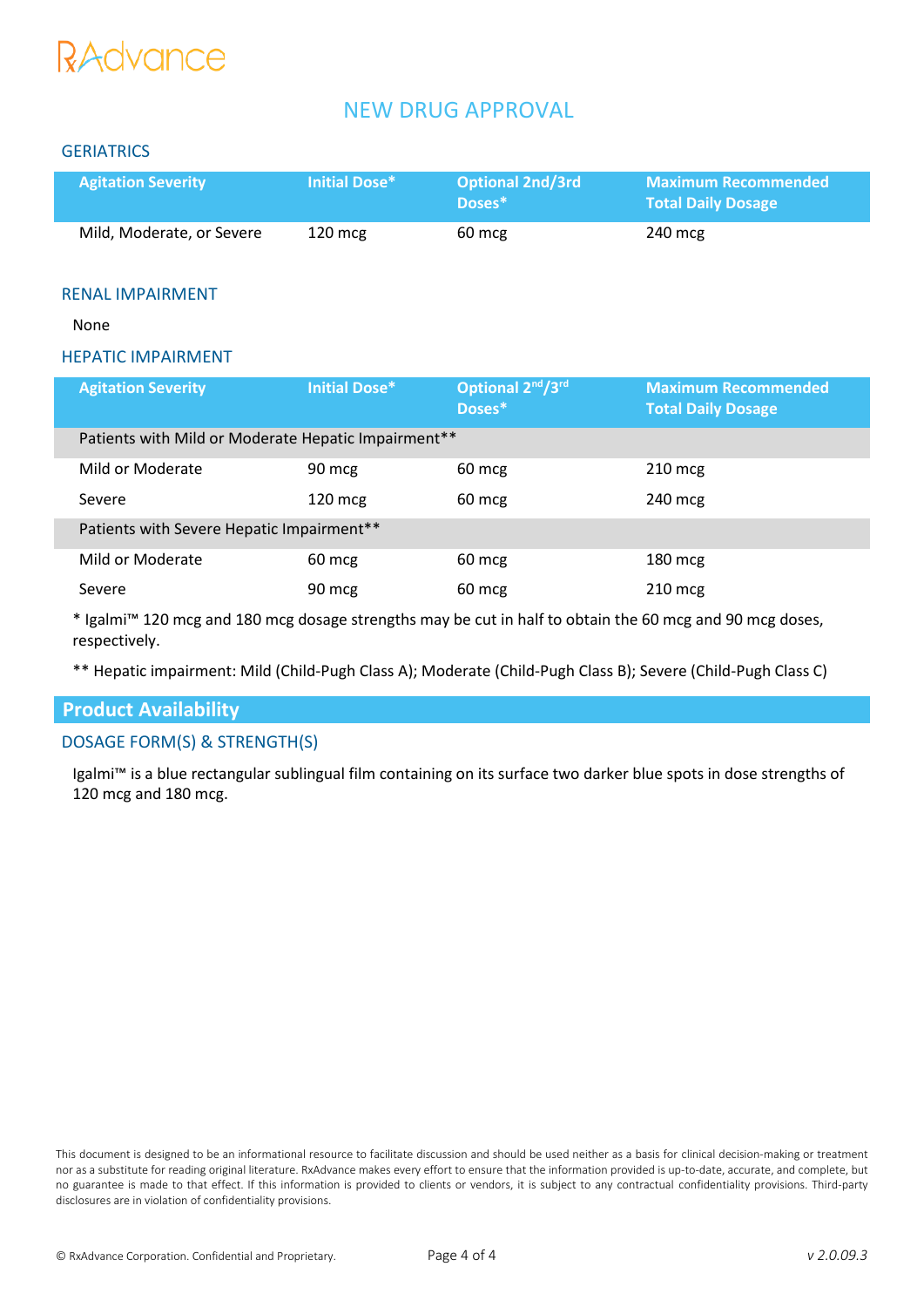RxAdvance

# NEW DRUG APPROVAL

### GERIATRICS

| Agitation Severity | Initial Dose* | Optional 2nd/3rd Doses* | Maximum Recommended Total Daily Dosage |
|---|---|---|---|
| Mild, Moderate, or Severe | 120 mcg | 60 mcg | 240 mcg |

### RENAL IMPAIRMENT

None

### HEPATIC IMPAIRMENT

| Agitation Severity | Initial Dose* | Optional 2nd/3rd Doses* | Maximum Recommended Total Daily Dosage |
|---|---|---|---|
| Patients with Mild or Moderate Hepatic Impairment** | | | |
| Mild or Moderate | 90 mcg | 60 mcg | 210 mcg |
| Severe | 120 mcg | 60 mcg | 240 mcg |
| Patients with Severe Hepatic Impairment** | | | |
| Mild or Moderate | 60 mcg | 60 mcg | 180 mcg |
| Severe | 90 mcg | 60 mcg | 210 mcg |

* Igalmi™ 120 mcg and 180 mcg dosage strengths may be cut in half to obtain the 60 mcg and 90 mcg doses, respectively.

** Hepatic impairment: Mild (Child-Pugh Class A); Moderate (Child-Pugh Class B); Severe (Child-Pugh Class C)

## Product Availability

### DOSAGE FORM(S) & STRENGTH(S)

Igalmi™ is a blue rectangular sublingual film containing on its surface two darker blue spots in dose strengths of 120 mcg and 180 mcg.

This document is designed to be an informational resource to facilitate discussion and should be used neither as a basis for clinical decision-making or treatment nor as a substitute for reading original literature. RxAdvance makes every effort to ensure that the information provided is up-to-date, accurate, and complete, but no guarantee is made to that effect. If this information is provided to clients or vendors, it is subject to any contractual confidentiality provisions. Third-party disclosures are in violation of confidentiality provisions.

© RxAdvance Corporation. Confidential and Proprietary.

v 2.0.09.3